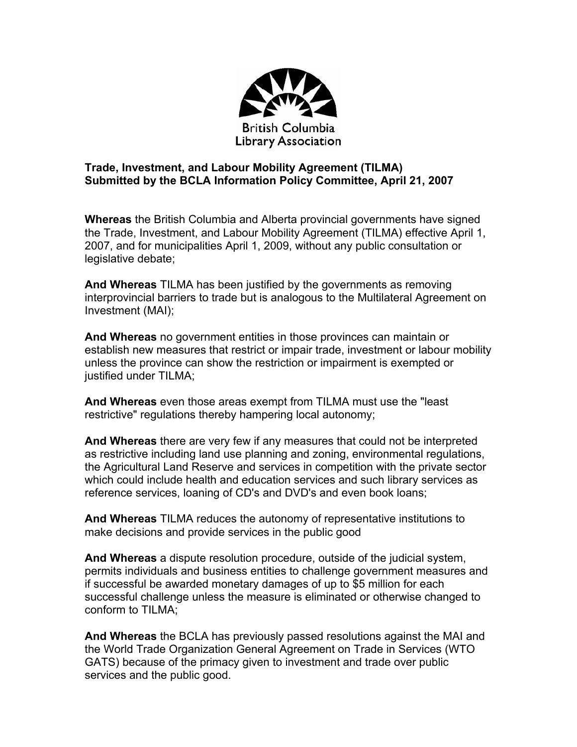British Columbia Library Association

**Trade, Investment, and Labour Mobility Agreement (TILMA)**
**Submitted by the BCLA Information Policy Committee, April 21, 2007**

**Whereas** the British Columbia and Alberta provincial governments have signed the Trade, Investment, and Labour Mobility Agreement (TILMA) effective April 1, 2007, and for municipalities April 1, 2009, without any public consultation or legislative debate;

**And Whereas** TILMA has been justified by the governments as removing interprovincial barriers to trade but is analogous to the Multilateral Agreement on Investment (MAI);

**And Whereas** no government entities in those provinces can maintain or establish new measures that restrict or impair trade, investment or labour mobility unless the province can show the restriction or impairment is exempted or justified under TILMA;

**And Whereas** even those areas exempt from TILMA must use the "least restrictive" regulations thereby hampering local autonomy;

**And Whereas** there are very few if any measures that could not be interpreted as restrictive including land use planning and zoning, environmental regulations, the Agricultural Land Reserve and services in competition with the private sector which could include health and education services and such library services as reference services, loaning of CD's and DVD's and even book loans;

**And Whereas** TILMA reduces the autonomy of representative institutions to make decisions and provide services in the public good

**And Whereas** a dispute resolution procedure, outside of the judicial system, permits individuals and business entities to challenge government measures and if successful be awarded monetary damages of up to $5 million for each successful challenge unless the measure is eliminated or otherwise changed to conform to TILMA;

**And Whereas** the BCLA has previously passed resolutions against the MAI and the World Trade Organization General Agreement on Trade in Services (WTO GATS) because of the primacy given to investment and trade over public services and the public good.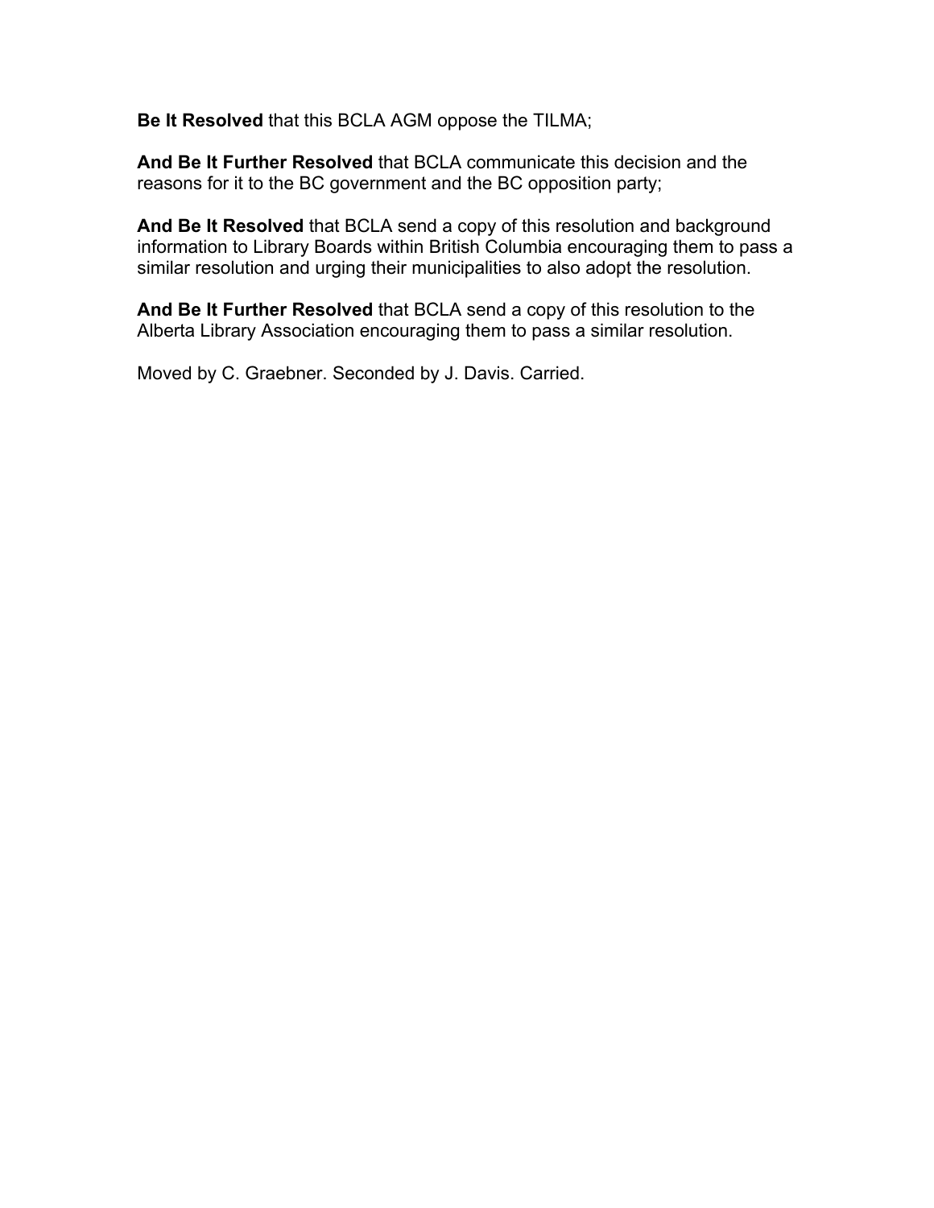**Be It Resolved** that this BCLA AGM oppose the TILMA;

**And Be It Further Resolved** that BCLA communicate this decision and the reasons for it to the BC government and the BC opposition party;

**And Be It Resolved** that BCLA send a copy of this resolution and background information to Library Boards within British Columbia encouraging them to pass a similar resolution and urging their municipalities to also adopt the resolution.

**And Be It Further Resolved** that BCLA send a copy of this resolution to the Alberta Library Association encouraging them to pass a similar resolution.

Moved by C. Graebner. Seconded by J. Davis. Carried.